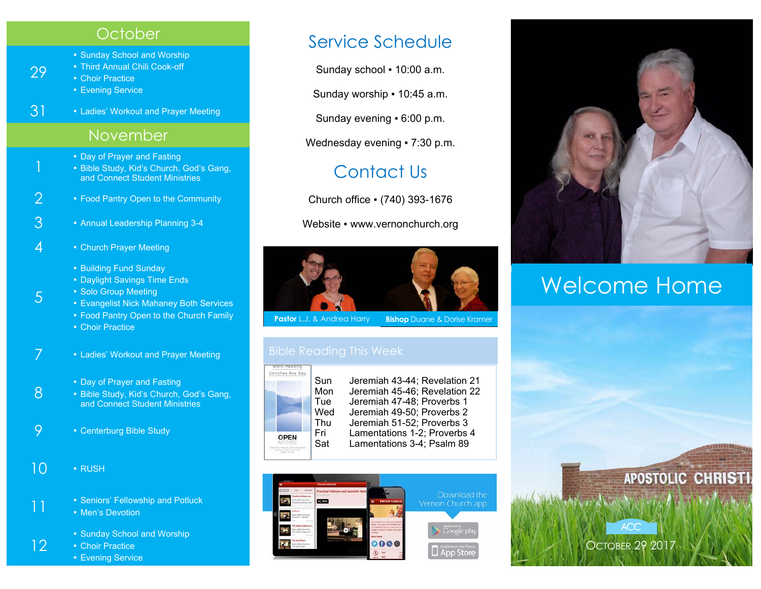## October

**29**
- Sunday School and Worship
- Third Annual Chili Cook-off
- Choir Practice
- Evening Service

**31**
- Ladies' Workout and Prayer Meeting

## November

**1**
- Day of Prayer and Fasting
- Bible Study, Kid's Church, God's Gang, and Connect Student Ministries

**2**
- Food Pantry Open to the Community

**3**
- Annual Leadership Planning 3-4

**4**
- Church Prayer Meeting

**5**
- Building Fund Sunday
- Daylight Savings Time Ends
- Solo Group Meeting
- Evangelist Nick Mahaney Both Services
- Food Pantry Open to the Church Family
- Choir Practice

**7**
- Ladies' Workout and Prayer Meeting

**8**
- Day of Prayer and Fasting
- Bible Study, Kid's Church, God's Gang, and Connect Student Ministries

**9**
- Centerburg Bible Study

**10**
- RUSH

**11**
- Seniors' Fellowship and Potluck
- Men's Devotion

**12**
- Sunday School and Worship
- Choir Practice
- Evening Service

# Service Schedule

Sunday school ▪ 10:00 a.m.

Sunday worship ▪ 10:45 a.m.

Sunday evening ▪ 6:00 p.m.

Wednesday evening ▪ 7:30 p.m.

# Contact Us

Church office ▪ (740) 393-1676

Website ▪ www.vernonchurch.org

**Pastor** L.J. & Andrea Harry | **Bishop** Duane & Dorise Kramer

## Bible Reading This Week

Bible Reading Enriches Any Day

OPEN MY EYES

| | |
|---|---|
| Sun | Jeremiah 43-44; Revelation 21 |
| Mon | Jeremiah 45-46; Revelation 22 |
| Tue | Jeremiah 47-48; Proverbs 1 |
| Wed | Jeremiah 49-50; Proverbs 2 |
| Thu | Jeremiah 51-52; Proverbs 3 |
| Fri | Lamentations 1-2; Proverbs 4 |
| Sat | Lamentations 3-4; Psalm 89 |

Download the Vernon Church app

Google play

App Store

# Welcome Home

APOSTOLIC CHRISTI

ACC

October 29 2017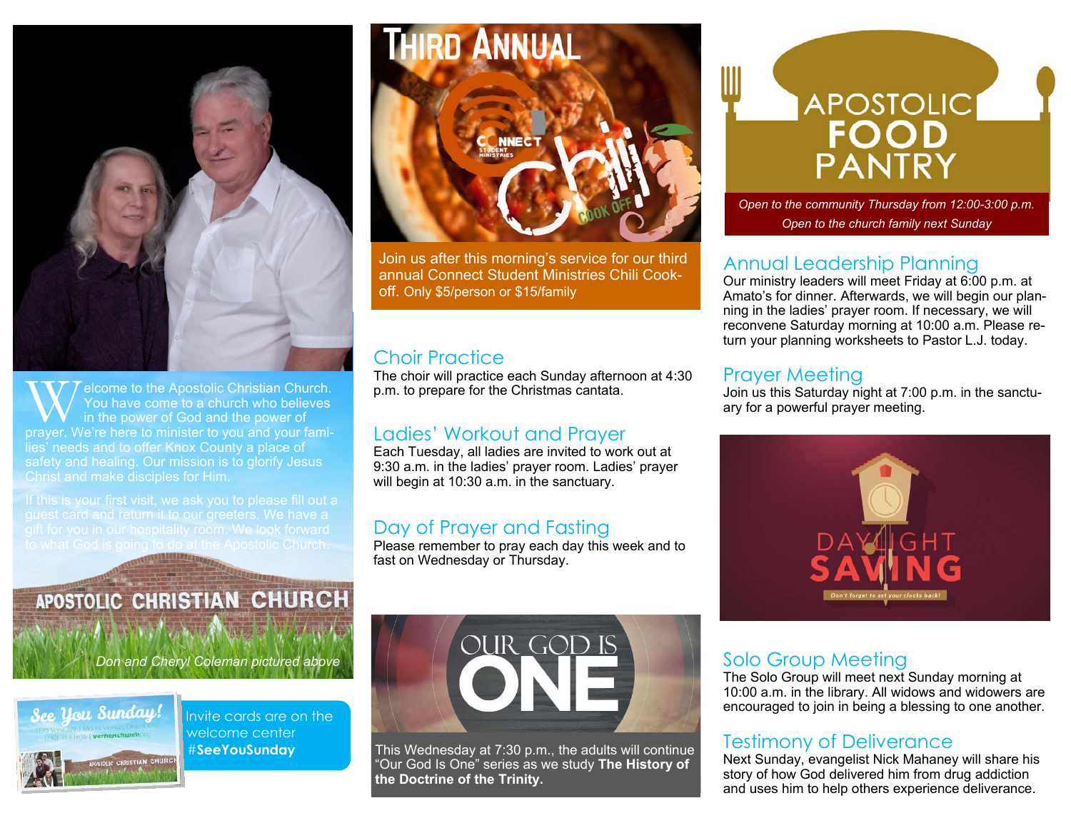Welcome to the Apostolic Christian Church. You have come to a church who believes in the power of God and the power of prayer. We're here to minister to you and your families' needs and to offer Knox County a place of safety and healing. Our mission is to glorify Jesus Christ and make disciples for Him.

If this is your first visit, we ask you to please fill out a guest card and return it to our greeters. We have a gift for you in our hospitality room. We look forward to what God is going to do at the Apostolic Church.

APOSTOLIC CHRISTIAN CHURCH

*Don and Cheryl Coleman pictured above*

See You Sunday!

Invite cards are on the welcome center #**SeeYouSunday**

THIRD ANNUAL

CONNECT STUDENT MINISTRIES Chili COOK OFF

Join us after this morning's service for our third annual Connect Student Ministries Chili Cook-off. Only $5/person or $15/family

## Choir Practice

The choir will practice each Sunday afternoon at 4:30 p.m. to prepare for the Christmas cantata.

## Ladies' Workout and Prayer

Each Tuesday, all ladies are invited to work out at 9:30 a.m. in the ladies' prayer room. Ladies' prayer will begin at 10:30 a.m. in the sanctuary.

## Day of Prayer and Fasting

Please remember to pray each day this week and to fast on Wednesday or Thursday.

OUR GOD IS ONE

This Wednesday at 7:30 p.m., the adults will continue "Our God Is One" series as we study **The History of the Doctrine of the Trinity.**

APOSTOLIC FOOD PANTRY

*Open to the community Thursday from 12:00-3:00 p.m.*

*Open to the church family next Sunday*

## Annual Leadership Planning

Our ministry leaders will meet Friday at 6:00 p.m. at Amato's for dinner. Afterwards, we will begin our planning in the ladies' prayer room. If necessary, we will reconvene Saturday morning at 10:00 a.m. Please return your planning worksheets to Pastor L.J. today.

## Prayer Meeting

Join us this Saturday night at 7:00 p.m. in the sanctuary for a powerful prayer meeting.

DAYLIGHT SAVING

Don't forget to set your clocks back!

## Solo Group Meeting

The Solo Group will meet next Sunday morning at 10:00 a.m. in the library. All widows and widowers are encouraged to join in being a blessing to one another.

## Testimony of Deliverance

Next Sunday, evangelist Nick Mahaney will share his story of how God delivered him from drug addiction and uses him to help others experience deliverance.